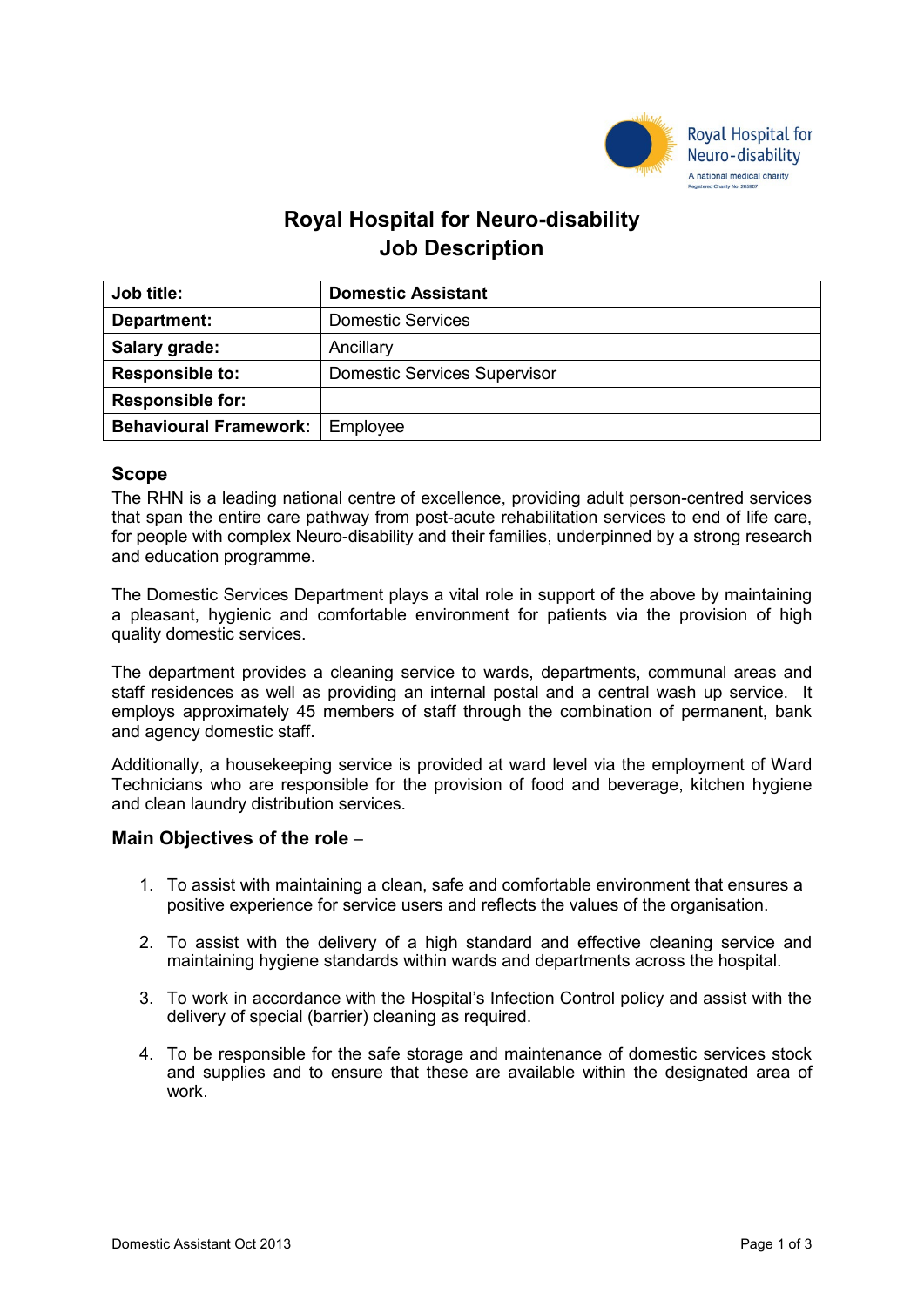# Royal Hospital for Neuro-disability
# Job Description

| **Job title:** | **Domestic Assistant** |
|---|---|
| **Department:** | Domestic Services |
| **Salary grade:** | Ancillary |
| **Responsible to:** | Domestic Services Supervisor |
| **Responsible for:** | |
| **Behavioural Framework:** | Employee |

## Scope

The RHN is a leading national centre of excellence, providing adult person-centred services that span the entire care pathway from post-acute rehabilitation services to end of life care, for people with complex Neuro-disability and their families, underpinned by a strong research and education programme.

The Domestic Services Department plays a vital role in support of the above by maintaining a pleasant, hygienic and comfortable environment for patients via the provision of high quality domestic services.

The department provides a cleaning service to wards, departments, communal areas and staff residences as well as providing an internal postal and a central wash up service. It employs approximately 45 members of staff through the combination of permanent, bank and agency domestic staff.

Additionally, a housekeeping service is provided at ward level via the employment of Ward Technicians who are responsible for the provision of food and beverage, kitchen hygiene and clean laundry distribution services.

## Main Objectives of the role –

1. To assist with maintaining a clean, safe and comfortable environment that ensures a positive experience for service users and reflects the values of the organisation.

2. To assist with the delivery of a high standard and effective cleaning service and maintaining hygiene standards within wards and departments across the hospital.

3. To work in accordance with the Hospital's Infection Control policy and assist with the delivery of special (barrier) cleaning as required.

4. To be responsible for the safe storage and maintenance of domestic services stock and supplies and to ensure that these are available within the designated area of work.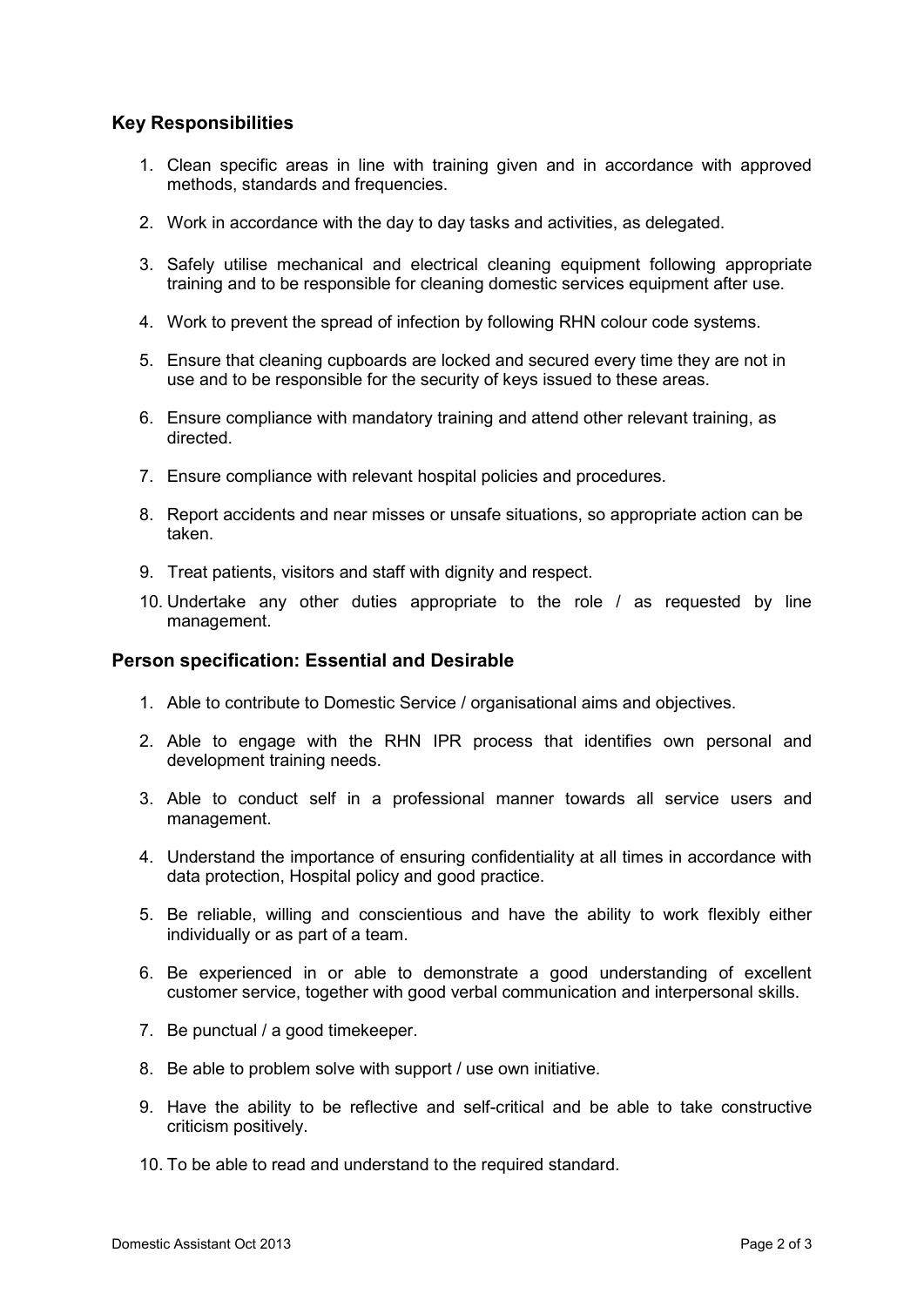## Key Responsibilities

1. Clean specific areas in line with training given and in accordance with approved methods, standards and frequencies.
2. Work in accordance with the day to day tasks and activities, as delegated.
3. Safely utilise mechanical and electrical cleaning equipment following appropriate training and to be responsible for cleaning domestic services equipment after use.
4. Work to prevent the spread of infection by following RHN colour code systems.
5. Ensure that cleaning cupboards are locked and secured every time they are not in use and to be responsible for the security of keys issued to these areas.
6. Ensure compliance with mandatory training and attend other relevant training, as directed.
7. Ensure compliance with relevant hospital policies and procedures.
8. Report accidents and near misses or unsafe situations, so appropriate action can be taken.
9. Treat patients, visitors and staff with dignity and respect.
10. Undertake any other duties appropriate to the role / as requested by line management.

## Person specification: Essential and Desirable

1. Able to contribute to Domestic Service / organisational aims and objectives.
2. Able to engage with the RHN IPR process that identifies own personal and development training needs.
3. Able to conduct self in a professional manner towards all service users and management.
4. Understand the importance of ensuring confidentiality at all times in accordance with data protection, Hospital policy and good practice.
5. Be reliable, willing and conscientious and have the ability to work flexibly either individually or as part of a team.
6. Be experienced in or able to demonstrate a good understanding of excellent customer service, together with good verbal communication and interpersonal skills.
7. Be punctual / a good timekeeper.
8. Be able to problem solve with support / use own initiative.
9. Have the ability to be reflective and self-critical and be able to take constructive criticism positively.
10. To be able to read and understand to the required standard.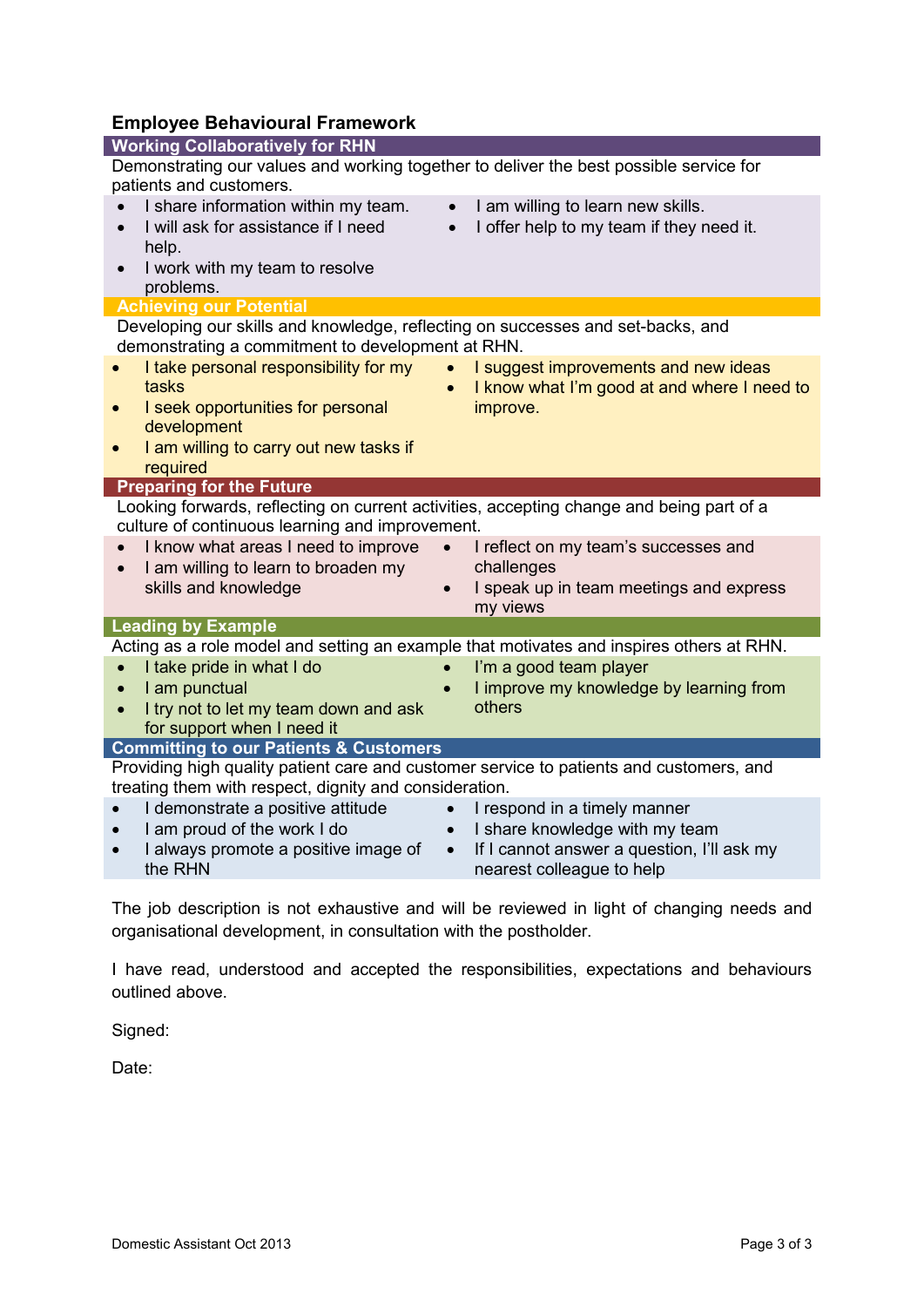## Employee Behavioural Framework

### Working Collaboratively for RHN

Demonstrating our values and working together to deliver the best possible service for patients and customers.

- I share information within my team.
- I will ask for assistance if I need help.
- I work with my team to resolve problems.
- I am willing to learn new skills.
- I offer help to my team if they need it.

### Achieving our Potential

Developing our skills and knowledge, reflecting on successes and set-backs, and demonstrating a commitment to development at RHN.

- I take personal responsibility for my tasks
- I seek opportunities for personal development
- I am willing to carry out new tasks if required
- I suggest improvements and new ideas
- I know what I'm good at and where I need to improve.

### Preparing for the Future

Looking forwards, reflecting on current activities, accepting change and being part of a culture of continuous learning and improvement.

- I know what areas I need to improve
- I am willing to learn to broaden my skills and knowledge
- I reflect on my team's successes and challenges
- I speak up in team meetings and express my views

### Leading by Example

Acting as a role model and setting an example that motivates and inspires others at RHN.

- I take pride in what I do
- I am punctual
- I try not to let my team down and ask for support when I need it
- I'm a good team player
- I improve my knowledge by learning from others

### Committing to our Patients & Customers

Providing high quality patient care and customer service to patients and customers, and treating them with respect, dignity and consideration.

- I demonstrate a positive attitude
- I am proud of the work I do
- I always promote a positive image of the RHN
- I respond in a timely manner
- I share knowledge with my team
- If I cannot answer a question, I'll ask my nearest colleague to help

The job description is not exhaustive and will be reviewed in light of changing needs and organisational development, in consultation with the postholder.

I have read, understood and accepted the responsibilities, expectations and behaviours outlined above.

Signed:

Date: